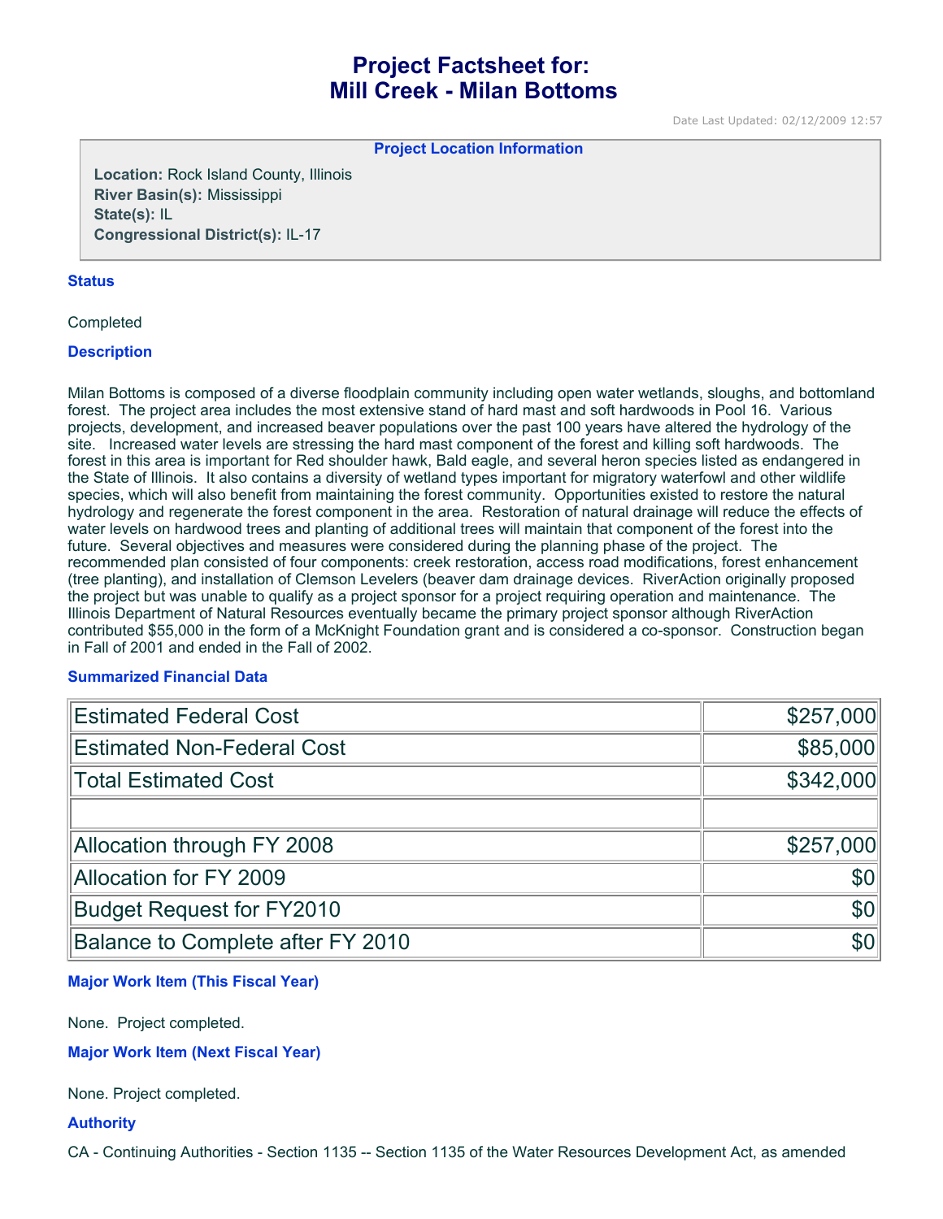# Project Factsheet for: Mill Creek - Milan Bottoms

Date Last Updated: 02/12/2009 12:57

**Project Location Information**

**Location:** Rock Island County, Illinois
**River Basin(s):** Mississippi
**State(s):** IL
**Congressional District(s):** IL-17

## Status

Completed

## Description

Milan Bottoms is composed of a diverse floodplain community including open water wetlands, sloughs, and bottomland forest. The project area includes the most extensive stand of hard mast and soft hardwoods in Pool 16. Various projects, development, and increased beaver populations over the past 100 years have altered the hydrology of the site. Increased water levels are stressing the hard mast component of the forest and killing soft hardwoods. The forest in this area is important for Red shoulder hawk, Bald eagle, and several heron species listed as endangered in the State of Illinois. It also contains a diversity of wetland types important for migratory waterfowl and other wildlife species, which will also benefit from maintaining the forest community. Opportunities existed to restore the natural hydrology and regenerate the forest component in the area. Restoration of natural drainage will reduce the effects of water levels on hardwood trees and planting of additional trees will maintain that component of the forest into the future. Several objectives and measures were considered during the planning phase of the project. The recommended plan consisted of four components: creek restoration, access road modifications, forest enhancement (tree planting), and installation of Clemson Levelers (beaver dam drainage devices. RiverAction originally proposed the project but was unable to qualify as a project sponsor for a project requiring operation and maintenance. The Illinois Department of Natural Resources eventually became the primary project sponsor although RiverAction contributed $55,000 in the form of a McKnight Foundation grant and is considered a co-sponsor. Construction began in Fall of 2001 and ended in the Fall of 2002.

## Summarized Financial Data

| | |
|---|---:|
| Estimated Federal Cost | $257,000 |
| Estimated Non-Federal Cost | $85,000 |
| Total Estimated Cost | $342,000 |
| | |
| Allocation through FY 2008 | $257,000 |
| Allocation for FY 2009 | $0 |
| Budget Request for FY2010 | $0 |
| Balance to Complete after FY 2010 | $0 |

## Major Work Item (This Fiscal Year)

None. Project completed.

## Major Work Item (Next Fiscal Year)

None. Project completed.

## Authority

CA - Continuing Authorities - Section 1135 -- Section 1135 of the Water Resources Development Act, as amended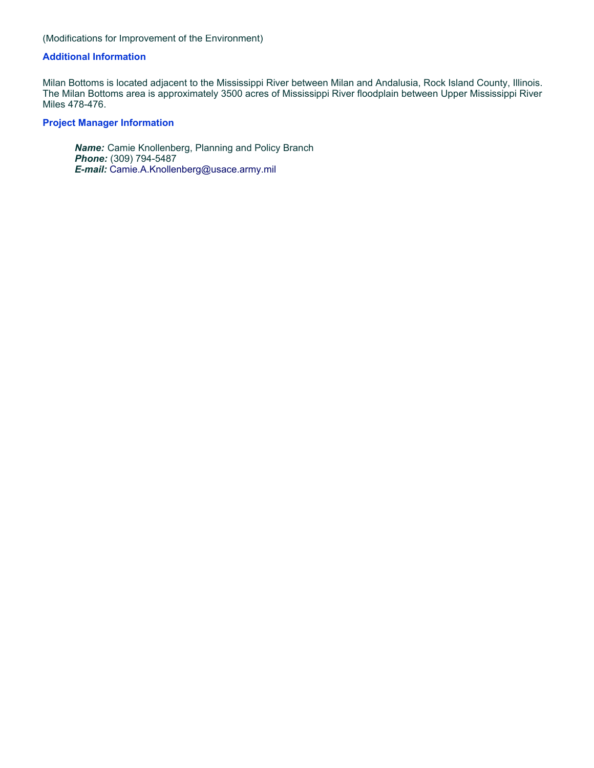(Modifications for Improvement of the Environment)

### Additional Information

Milan Bottoms is located adjacent to the Mississippi River between Milan and Andalusia, Rock Island County, Illinois. The Milan Bottoms area is approximately 3500 acres of Mississippi River floodplain between Upper Mississippi River Miles 478-476.

### Project Manager Information

***Name:*** Camie Knollenberg, Planning and Policy Branch
***Phone:*** (309) 794-5487
***E-mail:*** Camie.A.Knollenberg@usace.army.mil